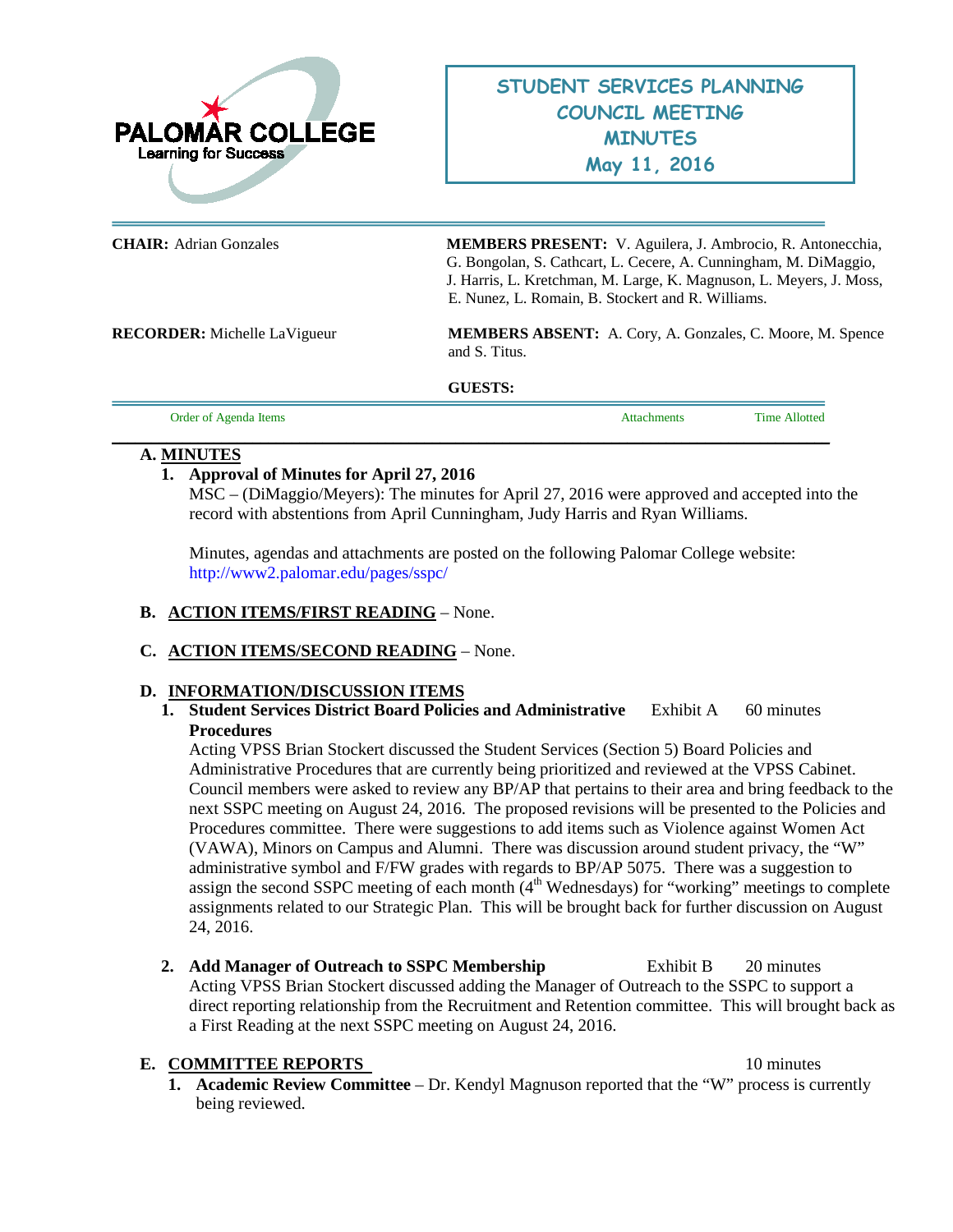PALOMAR COLLEGE
Learning for Success

# STUDENT SERVICES PLANNING COUNCIL MEETING MINUTES
## May 11, 2016

**CHAIR:** Adrian Gonzales

**MEMBERS PRESENT:** V. Aguilera, J. Ambrocio, R. Antonecchia, G. Bongolan, S. Cathcart, L. Cecere, A. Cunningham, M. DiMaggio, J. Harris, L. Kretchman, M. Large, K. Magnuson, L. Meyers, J. Moss, E. Nunez, L. Romain, B. Stockert and R. Williams.

**RECORDER:** Michelle LaVigueur

**MEMBERS ABSENT:** A. Cory, A. Gonzales, C. Moore, M. Spence and S. Titus.

**GUESTS:**

| Order of Agenda Items | Attachments | Time Allotted |
|---|---|---|

**A. MINUTES**

1. **Approval of Minutes for April 27, 2016**
   MSC – (DiMaggio/Meyers): The minutes for April 27, 2016 were approved and accepted into the record with abstentions from April Cunningham, Judy Harris and Ryan Williams.

   Minutes, agendas and attachments are posted on the following Palomar College website: http://www2.palomar.edu/pages/sspc/

**B. ACTION ITEMS/FIRST READING** – None.

**C. ACTION ITEMS/SECOND READING** – None.

**D. INFORMATION/DISCUSSION ITEMS**

1. **Student Services District Board Policies and Administrative Procedures** — Exhibit A — 60 minutes
   Acting VPSS Brian Stockert discussed the Student Services (Section 5) Board Policies and Administrative Procedures that are currently being prioritized and reviewed at the VPSS Cabinet. Council members were asked to review any BP/AP that pertains to their area and bring feedback to the next SSPC meeting on August 24, 2016. The proposed revisions will be presented to the Policies and Procedures committee. There were suggestions to add items such as Violence against Women Act (VAWA), Minors on Campus and Alumni. There was discussion around student privacy, the "W" administrative symbol and F/FW grades with regards to BP/AP 5075. There was a suggestion to assign the second SSPC meeting of each month (4th Wednesdays) for "working" meetings to complete assignments related to our Strategic Plan. This will be brought back for further discussion on August 24, 2016.

2. **Add Manager of Outreach to SSPC Membership** — Exhibit B — 20 minutes
   Acting VPSS Brian Stockert discussed adding the Manager of Outreach to the SSPC to support a direct reporting relationship from the Recruitment and Retention committee. This will brought back as a First Reading at the next SSPC meeting on August 24, 2016.

**E. COMMITTEE REPORTS** — 10 minutes

1. **Academic Review Committee** – Dr. Kendyl Magnuson reported that the "W" process is currently being reviewed.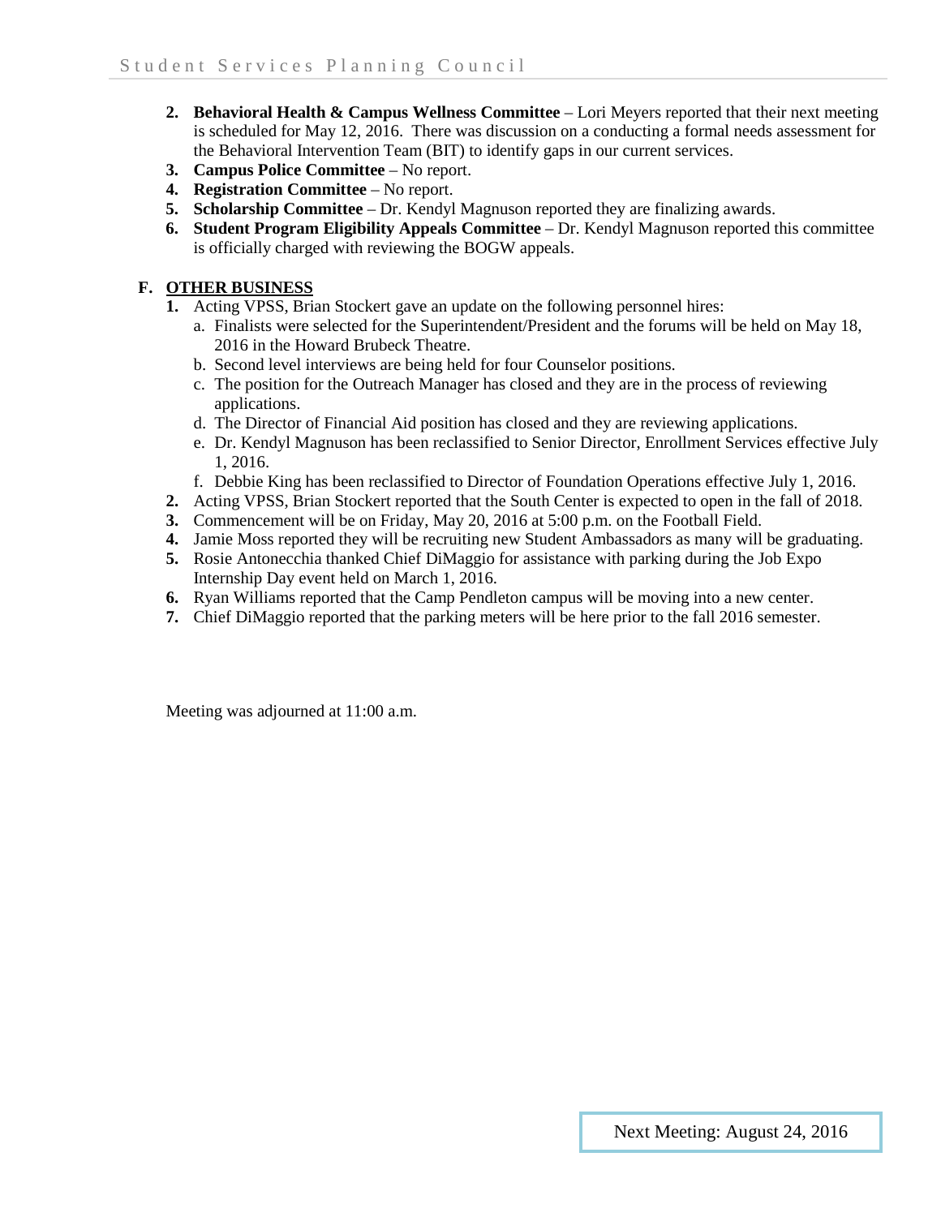2. **Behavioral Health & Campus Wellness Committee** – Lori Meyers reported that their next meeting is scheduled for May 12, 2016. There was discussion on a conducting a formal needs assessment for the Behavioral Intervention Team (BIT) to identify gaps in our current services.
3. **Campus Police Committee** – No report.
4. **Registration Committee** – No report.
5. **Scholarship Committee** – Dr. Kendyl Magnuson reported they are finalizing awards.
6. **Student Program Eligibility Appeals Committee** – Dr. Kendyl Magnuson reported this committee is officially charged with reviewing the BOGW appeals.

**F. <u>OTHER BUSINESS</u>**

1. Acting VPSS, Brian Stockert gave an update on the following personnel hires:
   a. Finalists were selected for the Superintendent/President and the forums will be held on May 18, 2016 in the Howard Brubeck Theatre.
   b. Second level interviews are being held for four Counselor positions.
   c. The position for the Outreach Manager has closed and they are in the process of reviewing applications.
   d. The Director of Financial Aid position has closed and they are reviewing applications.
   e. Dr. Kendyl Magnuson has been reclassified to Senior Director, Enrollment Services effective July 1, 2016.
   f. Debbie King has been reclassified to Director of Foundation Operations effective July 1, 2016.
2. Acting VPSS, Brian Stockert reported that the South Center is expected to open in the fall of 2018.
3. Commencement will be on Friday, May 20, 2016 at 5:00 p.m. on the Football Field.
4. Jamie Moss reported they will be recruiting new Student Ambassadors as many will be graduating.
5. Rosie Antonecchia thanked Chief DiMaggio for assistance with parking during the Job Expo Internship Day event held on March 1, 2016.
6. Ryan Williams reported that the Camp Pendleton campus will be moving into a new center.
7. Chief DiMaggio reported that the parking meters will be here prior to the fall 2016 semester.

Meeting was adjourned at 11:00 a.m.

Next Meeting: August 24, 2016